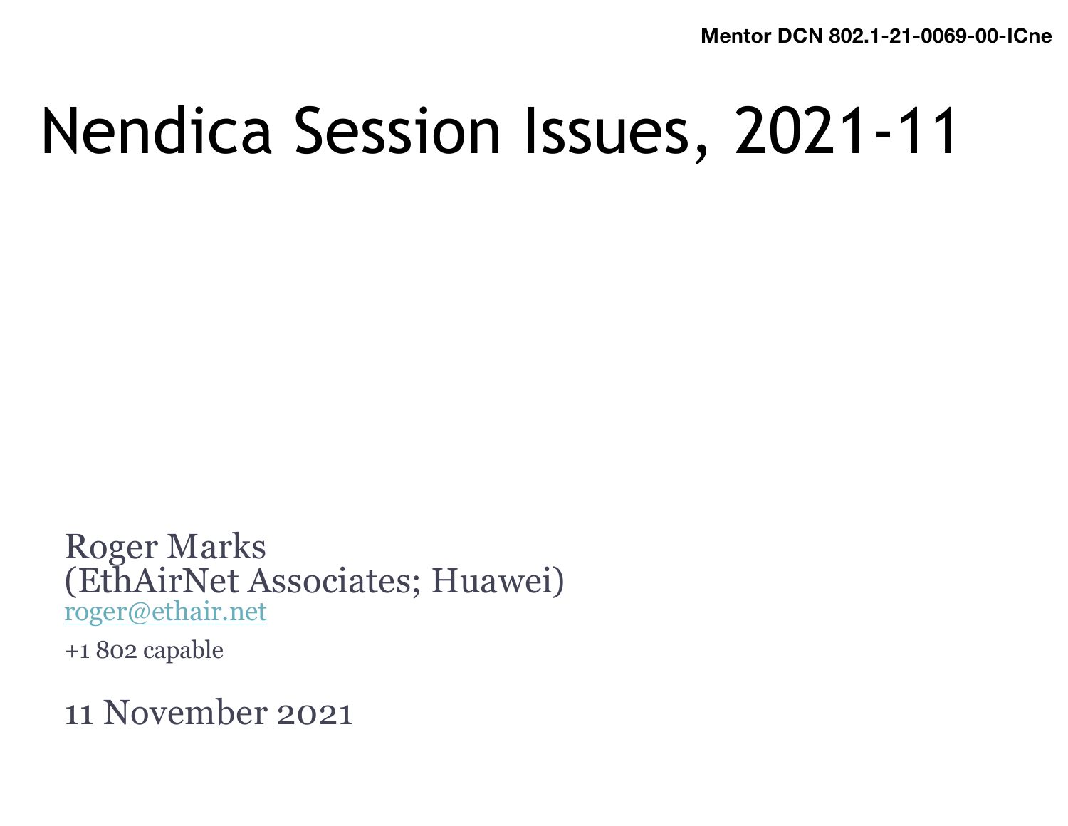Mentor DCN 802.1-21-0069-00-ICne

# Nendica Session Issues, 2021-11

Roger Marks
(EthAirNet Associates; Huawei)
roger@ethair.net

+1 802 capable

11 November 2021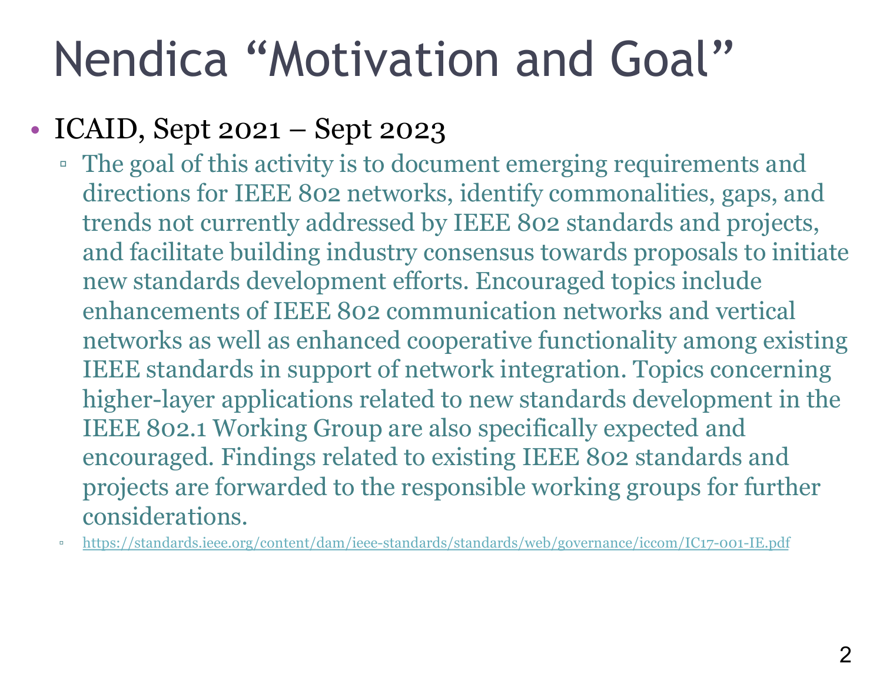# Nendica “Motivation and Goal”

- ICAID, Sept 2021 – Sept 2023
  - The goal of this activity is to document emerging requirements and directions for IEEE 802 networks, identify commonalities, gaps, and trends not currently addressed by IEEE 802 standards and projects, and facilitate building industry consensus towards proposals to initiate new standards development efforts. Encouraged topics include enhancements of IEEE 802 communication networks and vertical networks as well as enhanced cooperative functionality among existing IEEE standards in support of network integration. Topics concerning higher-layer applications related to new standards development in the IEEE 802.1 Working Group are also specifically expected and encouraged. Findings related to existing IEEE 802 standards and projects are forwarded to the responsible working groups for further considerations.
  - https://standards.ieee.org/content/dam/ieee-standards/standards/web/governance/iccom/IC17-001-IE.pdf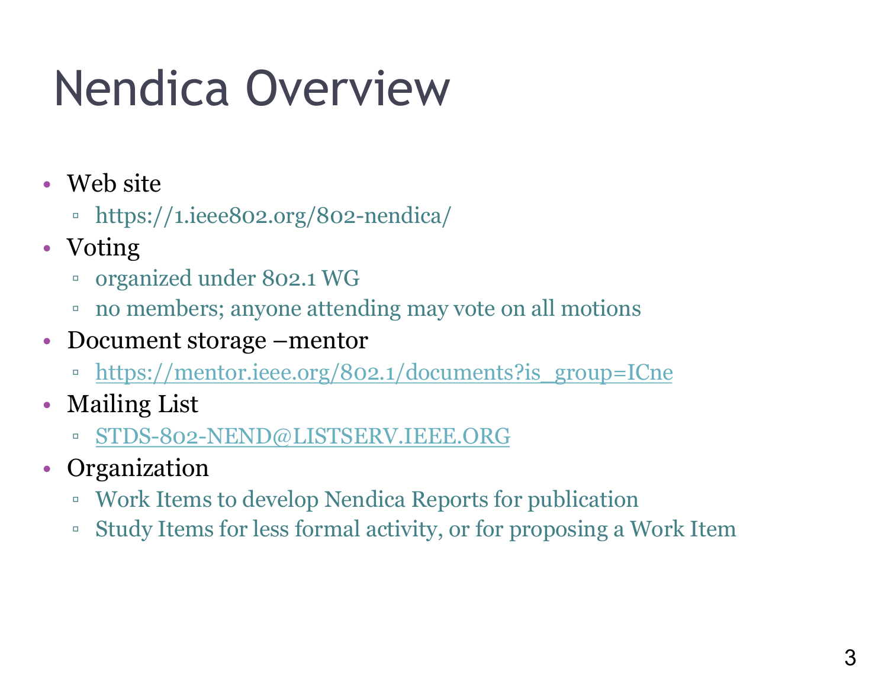# Nendica Overview

- Web site
  - https://1.ieee802.org/802-nendica/
- Voting
  - organized under 802.1 WG
  - no members; anyone attending may vote on all motions
- Document storage –mentor
  - https://mentor.ieee.org/802.1/documents?is_group=ICne
- Mailing List
  - STDS-802-NEND@LISTSERV.IEEE.ORG
- Organization
  - Work Items to develop Nendica Reports for publication
  - Study Items for less formal activity, or for proposing a Work Item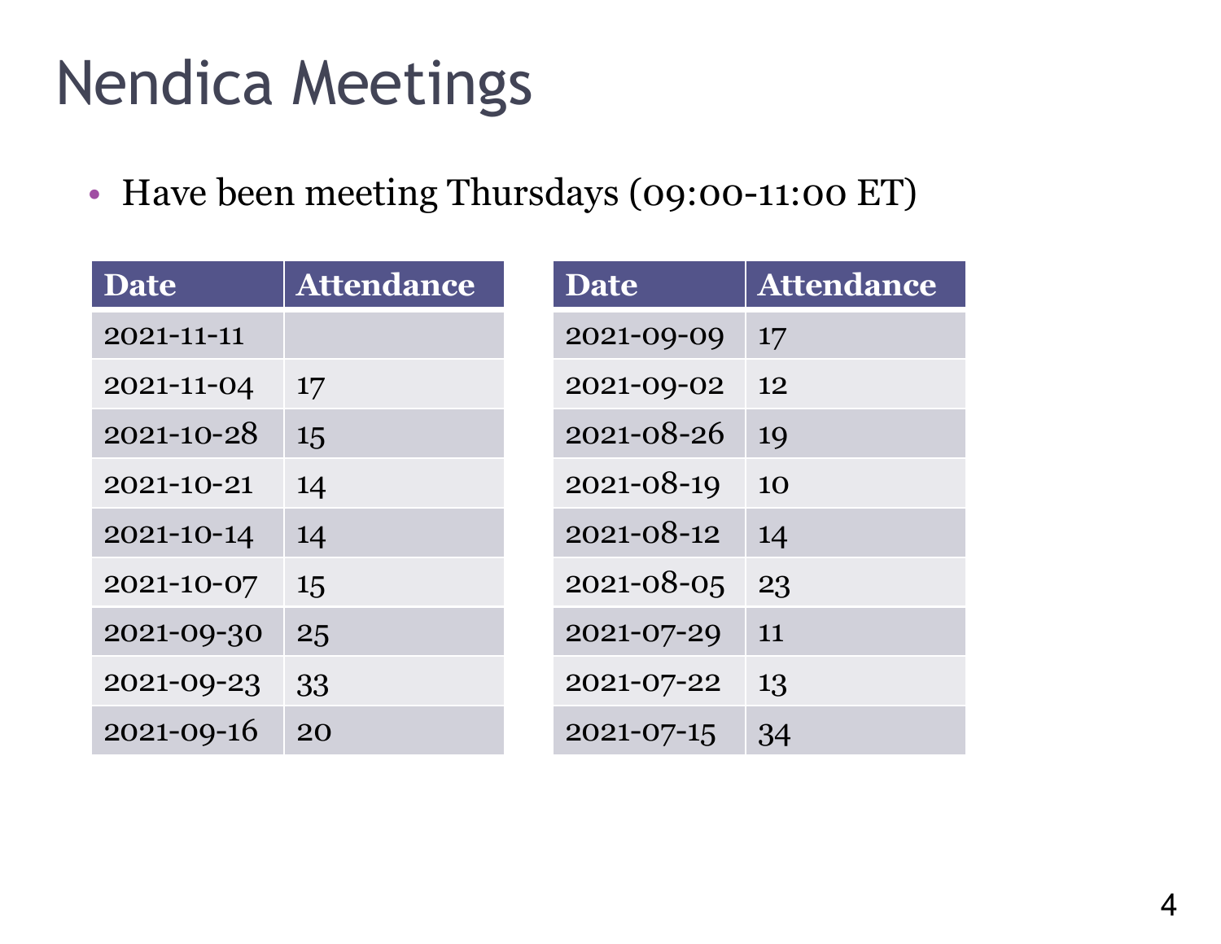# Nendica Meetings

- Have been meeting Thursdays (09:00-11:00 ET)

| Date | Attendance |
|---|---|
| 2021-11-11 | |
| 2021-11-04 | 17 |
| 2021-10-28 | 15 |
| 2021-10-21 | 14 |
| 2021-10-14 | 14 |
| 2021-10-07 | 15 |
| 2021-09-30 | 25 |
| 2021-09-23 | 33 |
| 2021-09-16 | 20 |

| Date | Attendance |
|---|---|
| 2021-09-09 | 17 |
| 2021-09-02 | 12 |
| 2021-08-26 | 19 |
| 2021-08-19 | 10 |
| 2021-08-12 | 14 |
| 2021-08-05 | 23 |
| 2021-07-29 | 11 |
| 2021-07-22 | 13 |
| 2021-07-15 | 34 |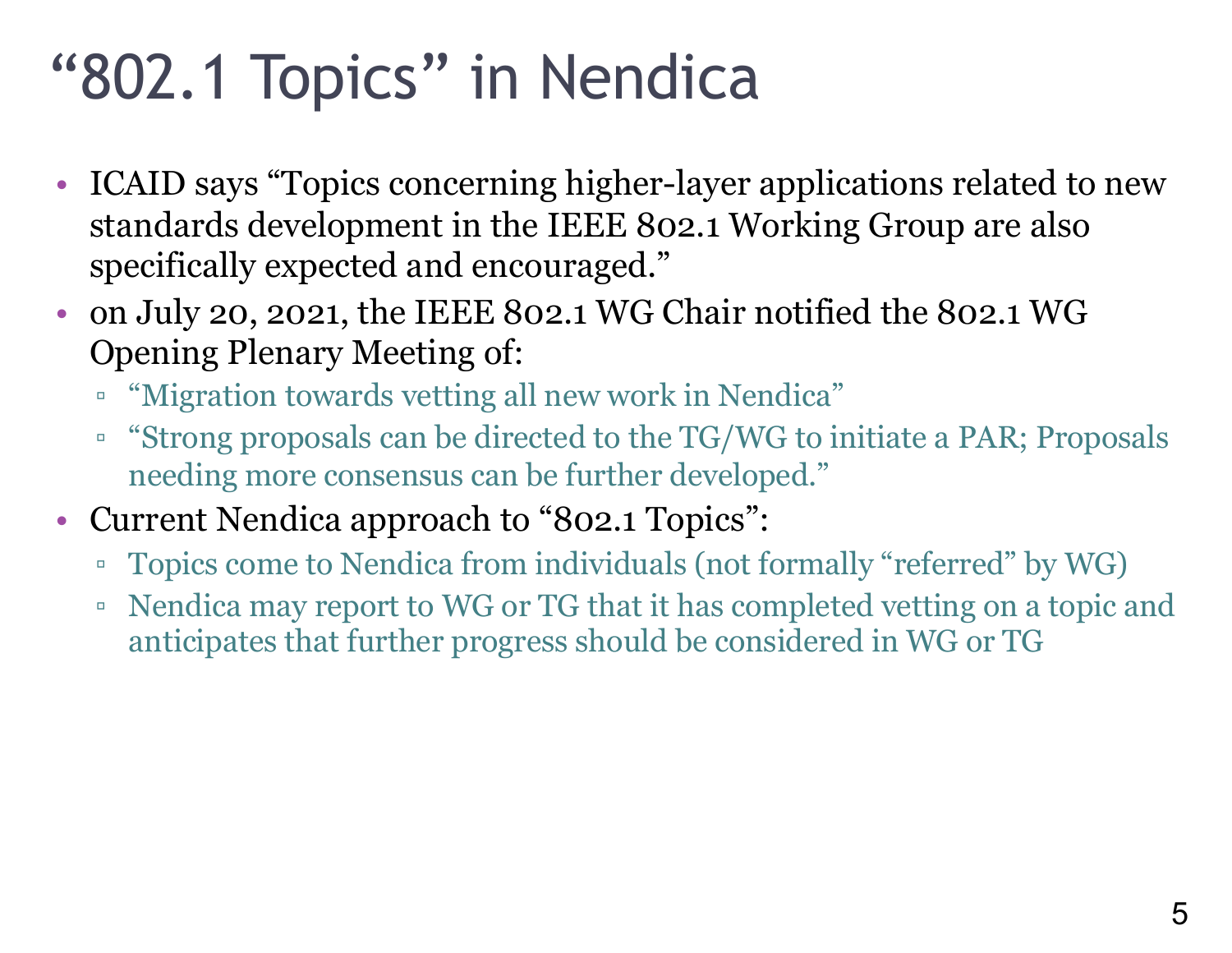# "802.1 Topics" in Nendica

- ICAID says "Topics concerning higher-layer applications related to new standards development in the IEEE 802.1 Working Group are also specifically expected and encouraged."
- on July 20, 2021, the IEEE 802.1 WG Chair notified the 802.1 WG Opening Plenary Meeting of:
  - "Migration towards vetting all new work in Nendica"
  - "Strong proposals can be directed to the TG/WG to initiate a PAR; Proposals needing more consensus can be further developed."
- Current Nendica approach to "802.1 Topics":
  - Topics come to Nendica from individuals (not formally "referred" by WG)
  - Nendica may report to WG or TG that it has completed vetting on a topic and anticipates that further progress should be considered in WG or TG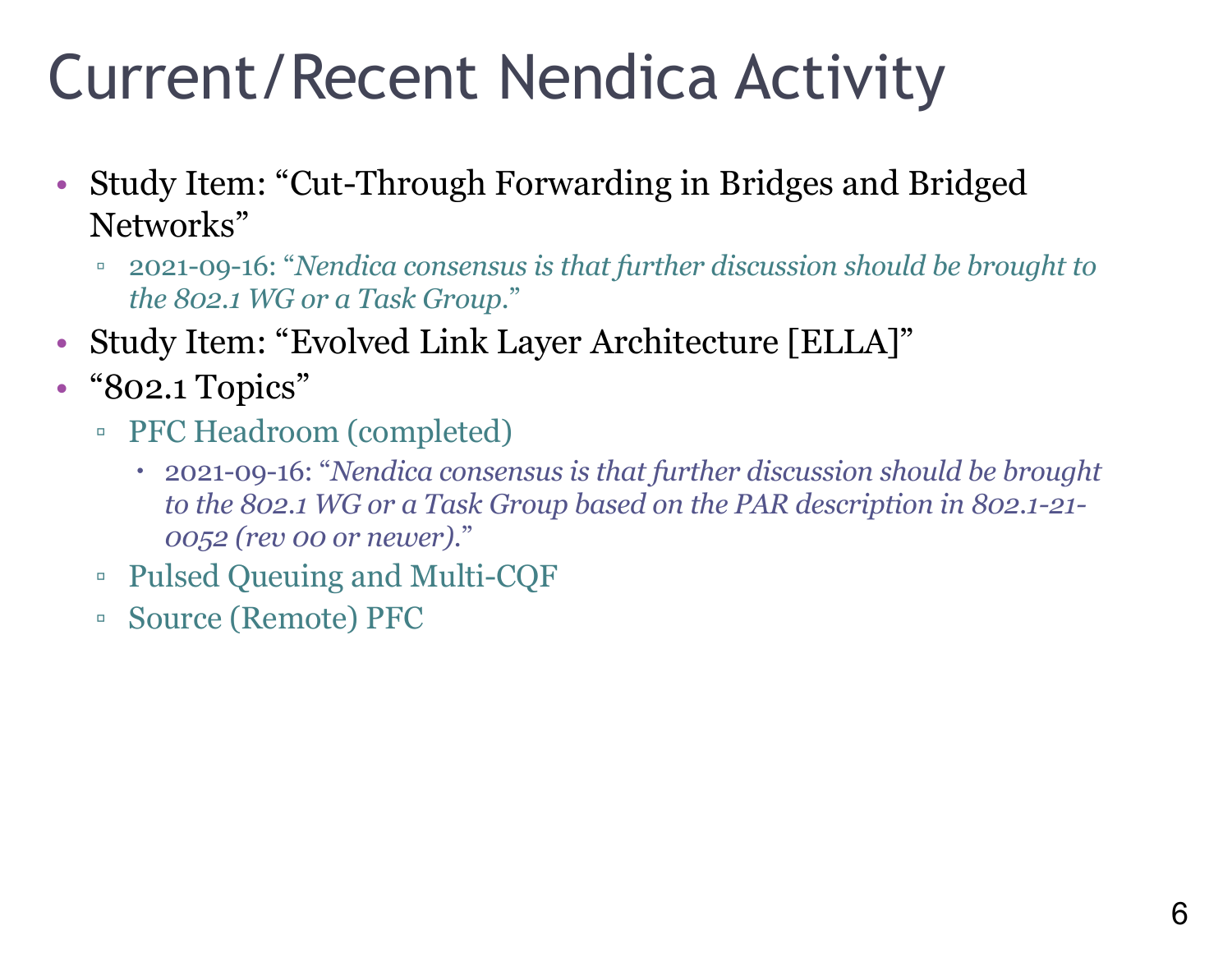# Current/Recent Nendica Activity

- Study Item: "Cut-Through Forwarding in Bridges and Bridged Networks"
  - 2021-09-16: "*Nendica consensus is that further discussion should be brought to the 802.1 WG or a Task Group.*"
- Study Item: "Evolved Link Layer Architecture [ELLA]"
- "802.1 Topics"
  - PFC Headroom (completed)
    - 2021-09-16: "*Nendica consensus is that further discussion should be brought to the 802.1 WG or a Task Group based on the PAR description in 802.1-21-0052 (rev 00 or newer).*"
  - Pulsed Queuing and Multi-CQF
  - Source (Remote) PFC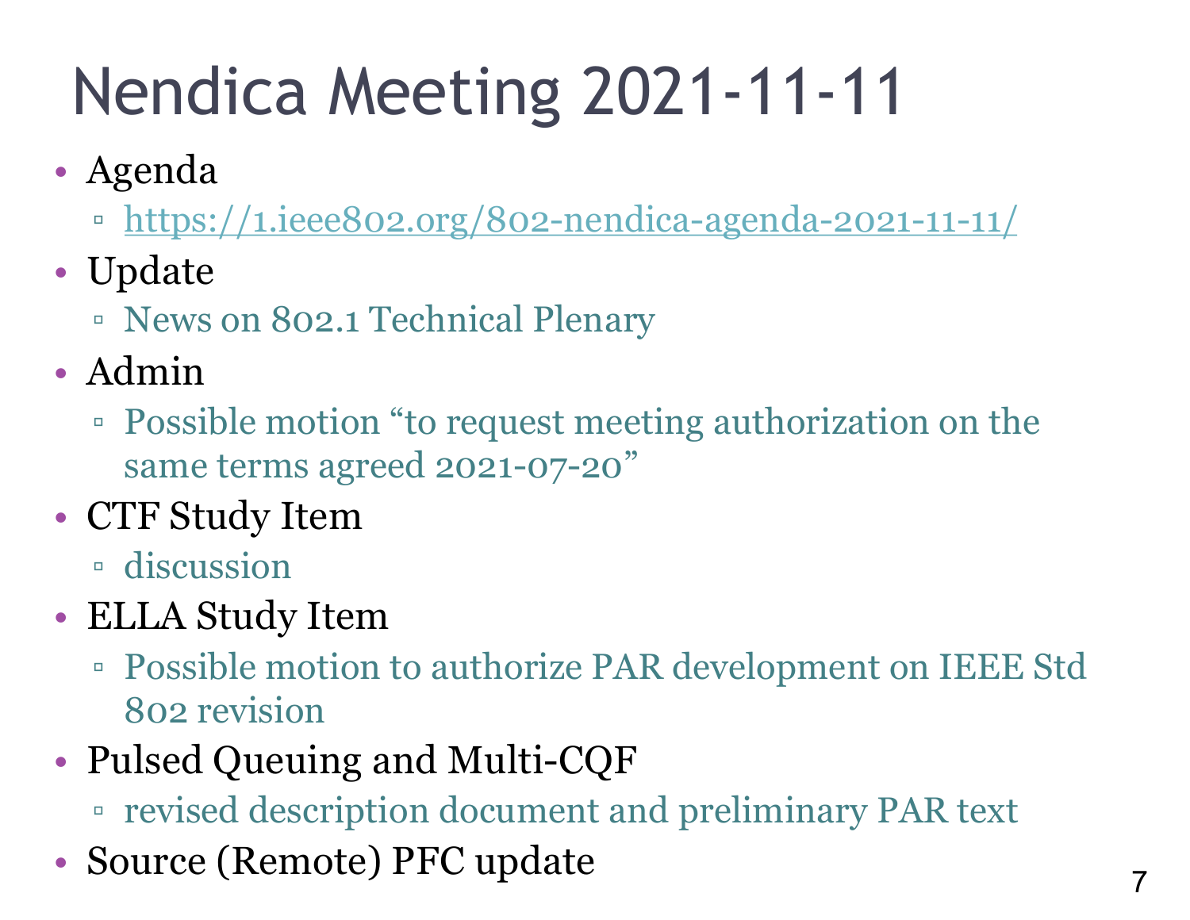# Nendica Meeting 2021-11-11

- Agenda
  - https://1.ieee802.org/802-nendica-agenda-2021-11-11/
- Update
  - News on 802.1 Technical Plenary
- Admin
  - Possible motion "to request meeting authorization on the same terms agreed 2021-07-20"
- CTF Study Item
  - discussion
- ELLA Study Item
  - Possible motion to authorize PAR development on IEEE Std 802 revision
- Pulsed Queuing and Multi-CQF
  - revised description document and preliminary PAR text
- Source (Remote) PFC update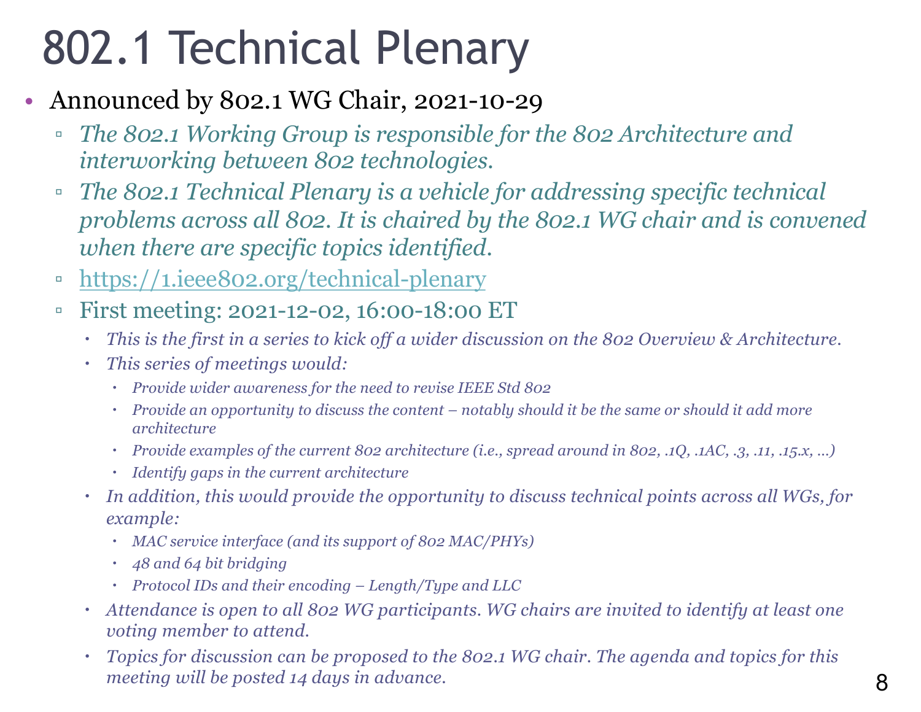# 802.1 Technical Plenary

- Announced by 802.1 WG Chair, 2021-10-29
  - *The 802.1 Working Group is responsible for the 802 Architecture and interworking between 802 technologies.*
  - *The 802.1 Technical Plenary is a vehicle for addressing specific technical problems across all 802. It is chaired by the 802.1 WG chair and is convened when there are specific topics identified.*
  - https://1.ieee802.org/technical-plenary
  - First meeting: 2021-12-02, 16:00-18:00 ET
    - *This is the first in a series to kick off a wider discussion on the 802 Overview & Architecture.*
    - *This series of meetings would:*
      - *Provide wider awareness for the need to revise IEEE Std 802*
      - *Provide an opportunity to discuss the content – notably should it be the same or should it add more architecture*
      - *Provide examples of the current 802 architecture (i.e., spread around in 802, .1Q, .1AC, .3, .11, .15.x, …)*
      - *Identify gaps in the current architecture*
    - *In addition, this would provide the opportunity to discuss technical points across all WGs, for example:*
      - *MAC service interface (and its support of 802 MAC/PHYs)*
      - *48 and 64 bit bridging*
      - *Protocol IDs and their encoding – Length/Type and LLC*
    - *Attendance is open to all 802 WG participants. WG chairs are invited to identify at least one voting member to attend.*
    - *Topics for discussion can be proposed to the 802.1 WG chair. The agenda and topics for this meeting will be posted 14 days in advance.*